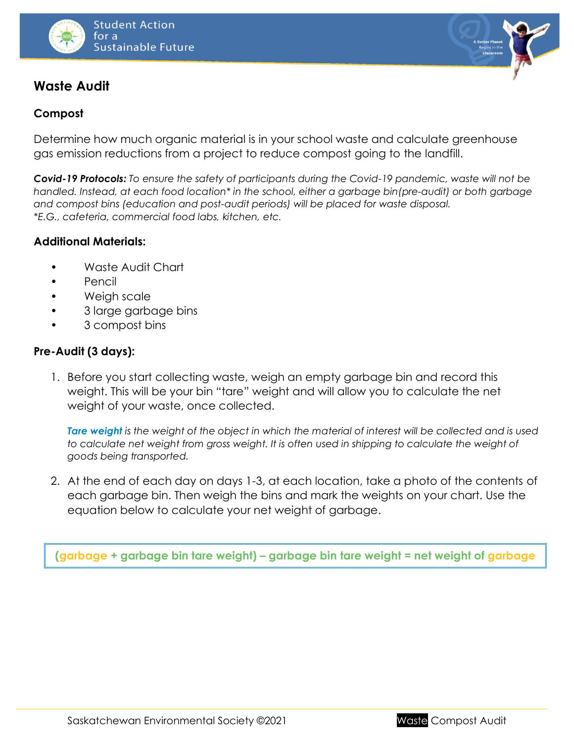# Waste Audit

## Compost

Determine how much organic material is in your school waste and calculate greenhouse gas emission reductions from a project to reduce compost going to the landfill.

***Covid-19 Protocols:*** *To ensure the safety of participants during the Covid-19 pandemic, waste will not be handled. Instead, at each food location\* in the school, either a garbage bin(pre-audit) or both garbage and compost bins (education and post-audit periods) will be placed for waste disposal.*
*\*E.G., cafeteria, commercial food labs, kitchen, etc.*

### Additional Materials:

- Waste Audit Chart
- Pencil
- Weigh scale
- 3 large garbage bins
- 3 compost bins

### Pre-Audit (3 days):

1. Before you start collecting waste, weigh an empty garbage bin and record this weight. This will be your bin "tare" weight and will allow you to calculate the net weight of your waste, once collected.

   ***Tare weight*** *is the weight of the object in which the material of interest will be collected and is used to calculate net weight from gross weight. It is often used in shipping to calculate the weight of goods being transported.*

2. At the end of each day on days 1-3, at each location, take a photo of the contents of each garbage bin. Then weigh the bins and mark the weights on your chart. Use the equation below to calculate your net weight of garbage.

**(garbage + garbage bin tare weight) – garbage bin tare weight = net weight of garbage**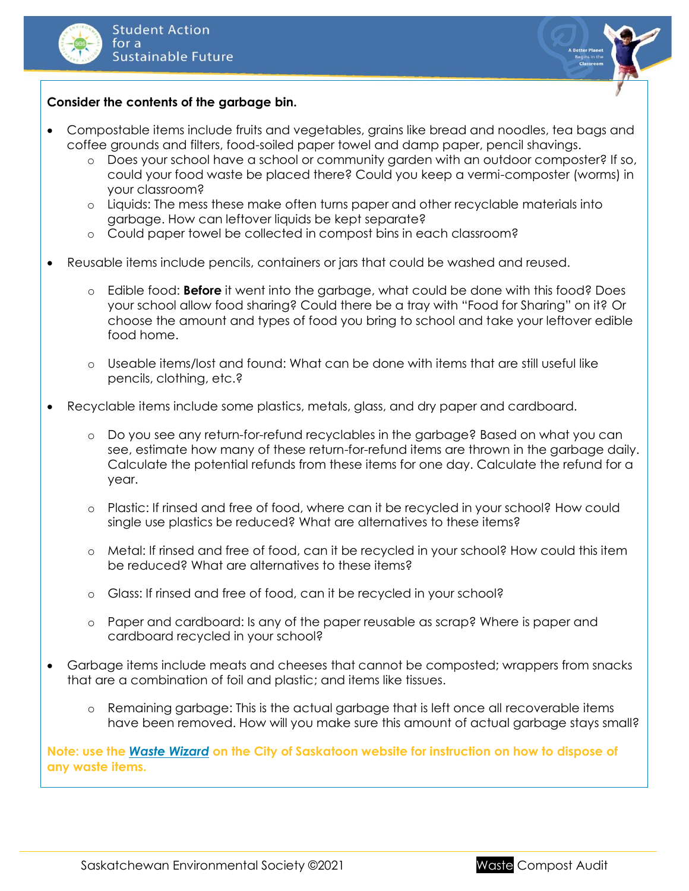**Consider the contents of the garbage bin.**

- Compostable items include fruits and vegetables, grains like bread and noodles, tea bags and coffee grounds and filters, food-soiled paper towel and damp paper, pencil shavings.
  - Does your school have a school or community garden with an outdoor composter? If so, could your food waste be placed there? Could you keep a vermi-composter (worms) in your classroom?
  - Liquids: The mess these make often turns paper and other recyclable materials into garbage. How can leftover liquids be kept separate?
  - Could paper towel be collected in compost bins in each classroom?

- Reusable items include pencils, containers or jars that could be washed and reused.
  - Edible food: **Before** it went into the garbage, what could be done with this food? Does your school allow food sharing? Could there be a tray with "Food for Sharing" on it? Or choose the amount and types of food you bring to school and take your leftover edible food home.
  - Useable items/lost and found: What can be done with items that are still useful like pencils, clothing, etc.?

- Recyclable items include some plastics, metals, glass, and dry paper and cardboard.
  - Do you see any return-for-refund recyclables in the garbage? Based on what you can see, estimate how many of these return-for-refund items are thrown in the garbage daily. Calculate the potential refunds from these items for one day. Calculate the refund for a year.
  - Plastic: If rinsed and free of food, where can it be recycled in your school? How could single use plastics be reduced? What are alternatives to these items?
  - Metal: If rinsed and free of food, can it be recycled in your school? How could this item be reduced? What are alternatives to these items?
  - Glass: If rinsed and free of food, can it be recycled in your school?
  - Paper and cardboard: Is any of the paper reusable as scrap? Where is paper and cardboard recycled in your school?

- Garbage items include meats and cheeses that cannot be composted; wrappers from snacks that are a combination of foil and plastic; and items like tissues.
  - Remaining garbage: This is the actual garbage that is left once all recoverable items have been removed. How will you make sure this amount of actual garbage stays small?

**Note: use the *Waste Wizard* on the City of Saskatoon website for instruction on how to dispose of any waste items.**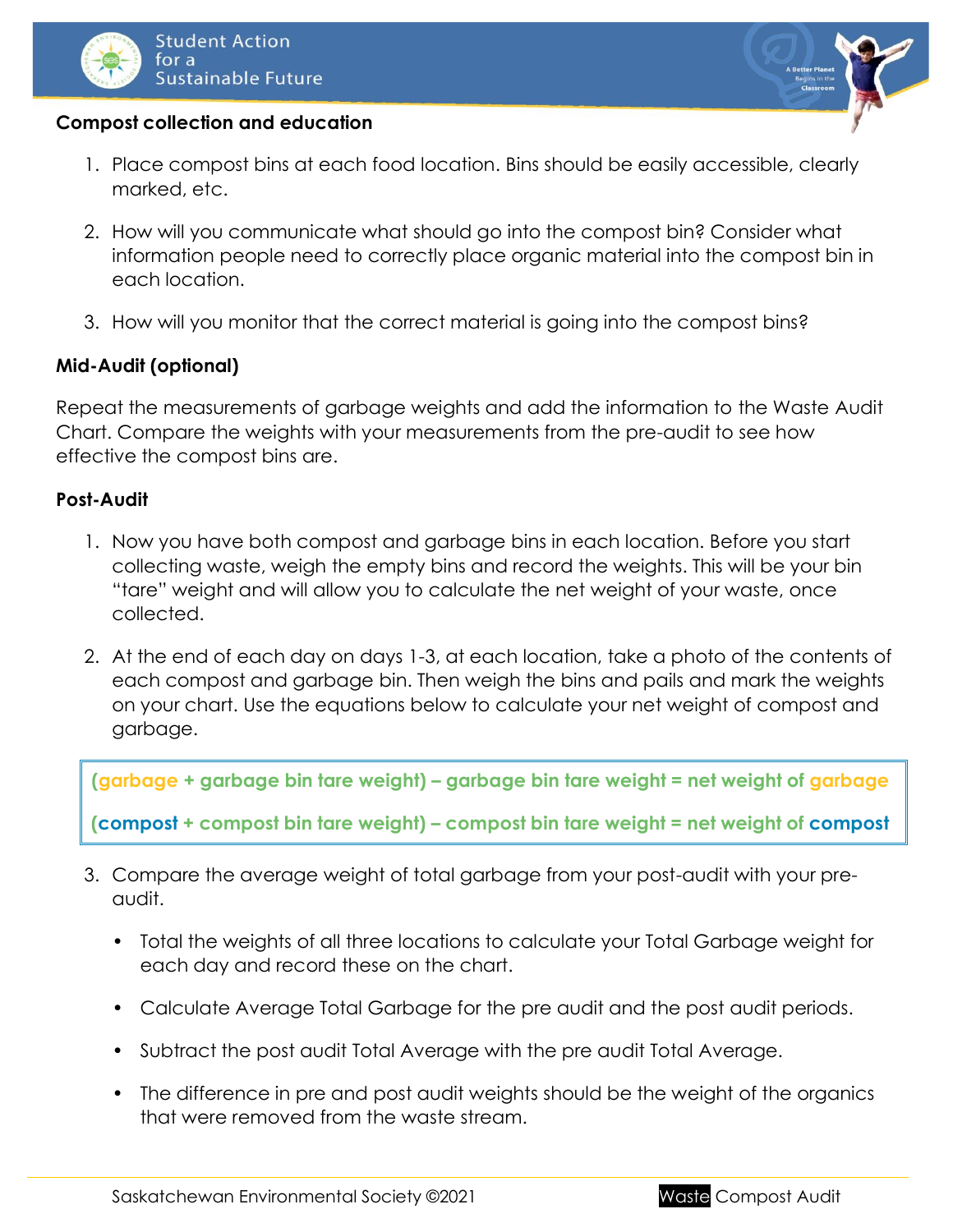**Compost collection and education**

1. Place compost bins at each food location. Bins should be easily accessible, clearly marked, etc.
2. How will you communicate what should go into the compost bin? Consider what information people need to correctly place organic material into the compost bin in each location.
3. How will you monitor that the correct material is going into the compost bins?

**Mid-Audit (optional)**

Repeat the measurements of garbage weights and add the information to the Waste Audit Chart. Compare the weights with your measurements from the pre-audit to see how effective the compost bins are.

**Post-Audit**

1. Now you have both compost and garbage bins in each location. Before you start collecting waste, weigh the empty bins and record the weights. This will be your bin "tare" weight and will allow you to calculate the net weight of your waste, once collected.
2. At the end of each day on days 1-3, at each location, take a photo of the contents of each compost and garbage bin. Then weigh the bins and pails and mark the weights on your chart. Use the equations below to calculate your net weight of compost and garbage.

**(garbage + garbage bin tare weight) – garbage bin tare weight = net weight of garbage**

**(compost + compost bin tare weight) – compost bin tare weight = net weight of compost**

3. Compare the average weight of total garbage from your post-audit with your pre-audit.
   - Total the weights of all three locations to calculate your Total Garbage weight for each day and record these on the chart.
   - Calculate Average Total Garbage for the pre audit and the post audit periods.
   - Subtract the post audit Total Average with the pre audit Total Average.
   - The difference in pre and post audit weights should be the weight of the organics that were removed from the waste stream.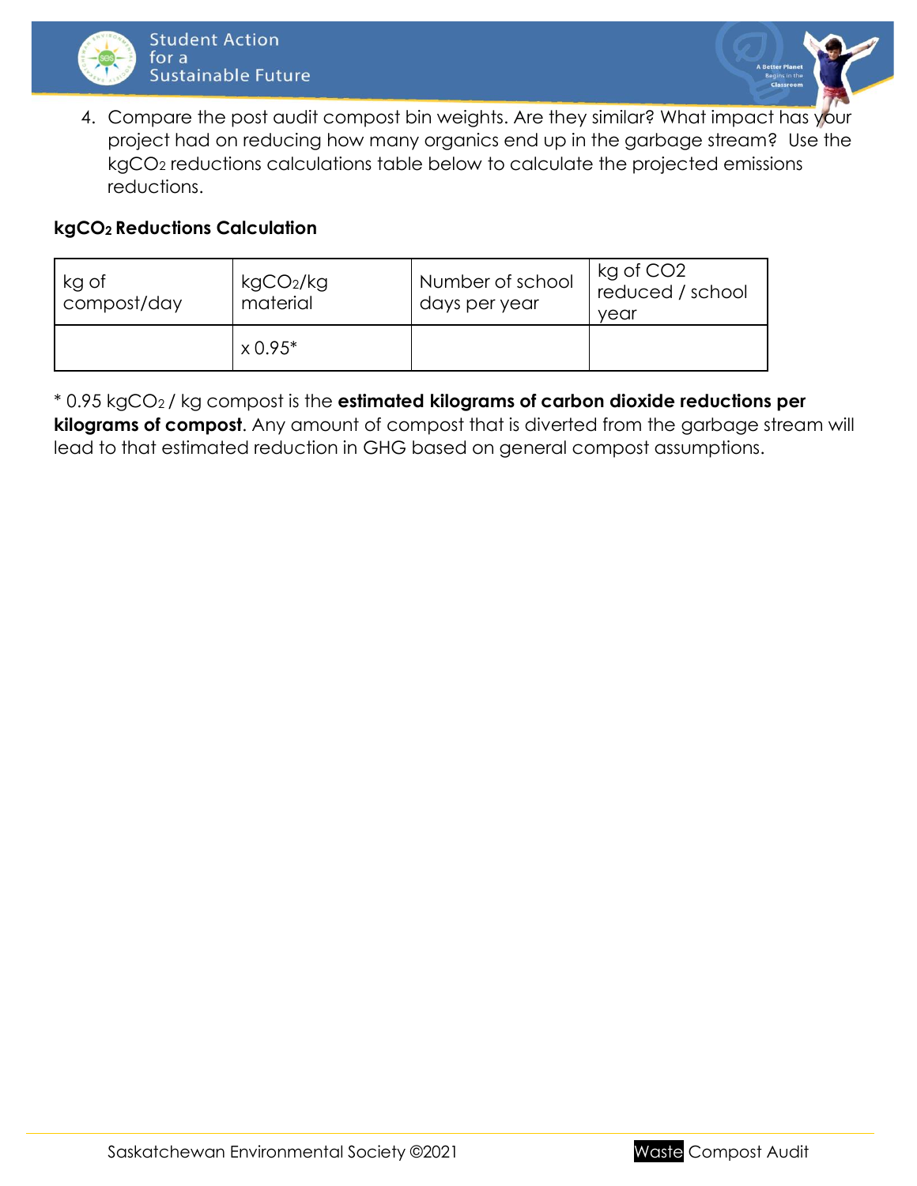4. Compare the post audit compost bin weights. Are they similar? What impact has your project had on reducing how many organics end up in the garbage stream? Use the $kgCO_2$ reductions calculations table below to calculate the projected emissions reductions.

**$kgCO_2$ Reductions Calculation**

| kg of compost/day | $kgCO_2$/kg material | Number of school days per year | kg of CO2 reduced / school year |
|---|---|---|---|
| | x 0.95* | | |

* 0.95 $kgCO_2$ / kg compost is the **estimated kilograms of carbon dioxide reductions per kilograms of compost**. Any amount of compost that is diverted from the garbage stream will lead to that estimated reduction in GHG based on general compost assumptions.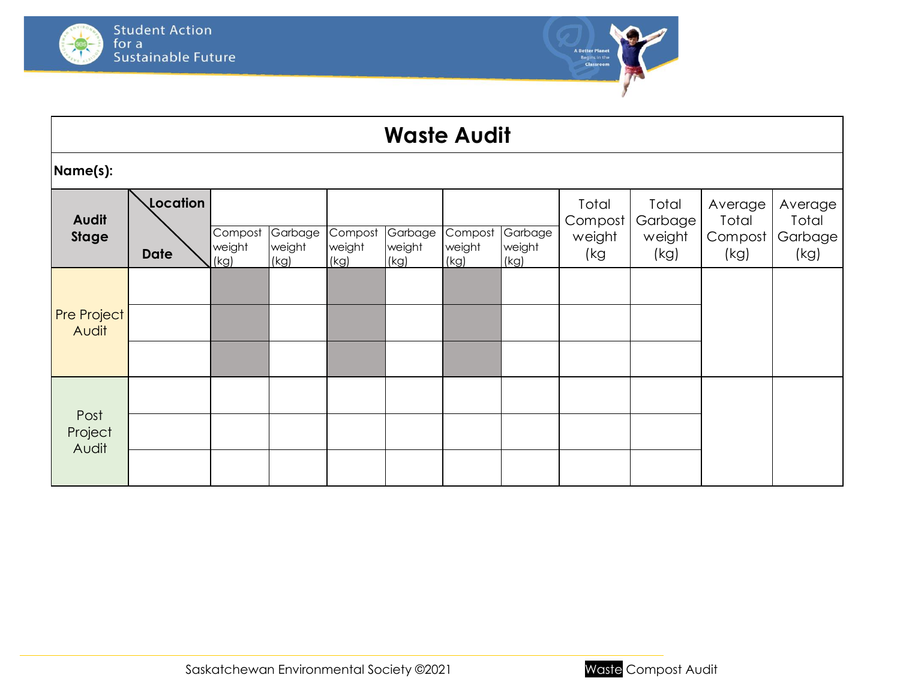## Waste Audit

**Name(s):**

| Audit Stage | Location / Date | | | | | | | Total Compost weight (kg | Total Garbage weight (kg) | Average Total Compost (kg) | Average Total Garbage (kg) |
|---|---|---|---|---|---|---|---|---|---|---|---|
| | | Compost weight (kg) | Garbage weight (kg) | Compost weight (kg) | Garbage weight (kg) | Compost weight (kg) | Garbage weight (kg) | | | | |
| Pre Project Audit | | | | | | | | | | | |
| | | | | | | | | | | | |
| | | | | | | | | | | | |
| Post Project Audit | | | | | | | | | | | |
| | | | | | | | | | | | |
| | | | | | | | | | | | |